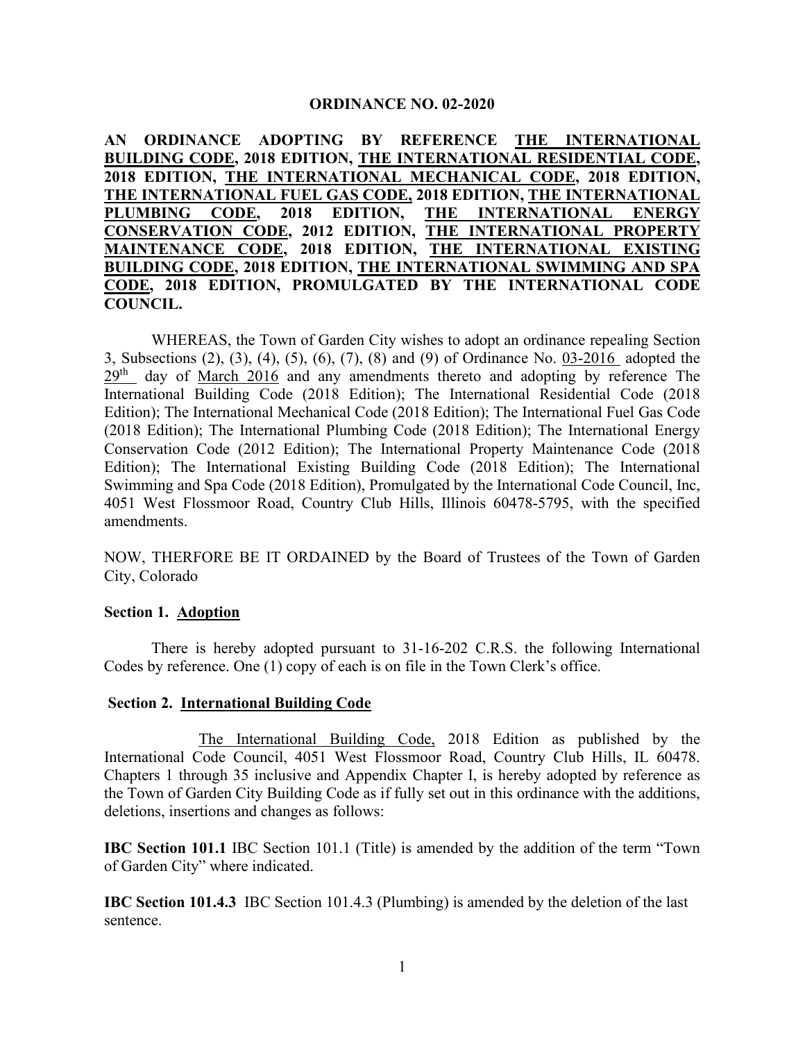# ORDINANCE NO. 02-2020

**AN ORDINANCE ADOPTING BY REFERENCE <u>THE INTERNATIONAL BUILDING CODE</u>, 2018 EDITION, <u>THE INTERNATIONAL RESIDENTIAL CODE</u>, 2018 EDITION, <u>THE INTERNATIONAL MECHANICAL CODE</u>, 2018 EDITION, <u>THE INTERNATIONAL FUEL GAS CODE</u>, 2018 EDITION, <u>THE INTERNATIONAL PLUMBING CODE</u>, 2018 EDITION, <u>THE INTERNATIONAL ENERGY CONSERVATION CODE</u>, 2012 EDITION, <u>THE INTERNATIONAL PROPERTY MAINTENANCE CODE</u>, 2018 EDITION, <u>THE INTERNATIONAL EXISTING BUILDING CODE</u>, 2018 EDITION, <u>THE INTERNATIONAL SWIMMING AND SPA CODE</u>, 2018 EDITION, PROMULGATED BY THE INTERNATIONAL CODE COUNCIL.**

WHEREAS, the Town of Garden City wishes to adopt an ordinance repealing Section 3, Subsections (2), (3), (4), (5), (6), (7), (8) and (9) of Ordinance No. <u>03-2016</u> adopted the <u>29th</u> day of <u>March 2016</u> and any amendments thereto and adopting by reference The International Building Code (2018 Edition); The International Residential Code (2018 Edition); The International Mechanical Code (2018 Edition); The International Fuel Gas Code (2018 Edition); The International Plumbing Code (2018 Edition); The International Energy Conservation Code (2012 Edition); The International Property Maintenance Code (2018 Edition); The International Existing Building Code (2018 Edition); The International Swimming and Spa Code (2018 Edition), Promulgated by the International Code Council, Inc, 4051 West Flossmoor Road, Country Club Hills, Illinois 60478-5795, with the specified amendments.

NOW, THERFORE BE IT ORDAINED by the Board of Trustees of the Town of Garden City, Colorado

### Section 1. <u>Adoption</u>

There is hereby adopted pursuant to 31-16-202 C.R.S. the following International Codes by reference. One (1) copy of each is on file in the Town Clerk's office.

### Section 2. <u>International Building Code</u>

<u>The International Building Code,</u> 2018 Edition as published by the International Code Council, 4051 West Flossmoor Road, Country Club Hills, IL 60478. Chapters 1 through 35 inclusive and Appendix Chapter I, is hereby adopted by reference as the Town of Garden City Building Code as if fully set out in this ordinance with the additions, deletions, insertions and changes as follows:

**IBC Section 101.1** IBC Section 101.1 (Title) is amended by the addition of the term "Town of Garden City" where indicated.

**IBC Section 101.4.3** IBC Section 101.4.3 (Plumbing) is amended by the deletion of the last sentence.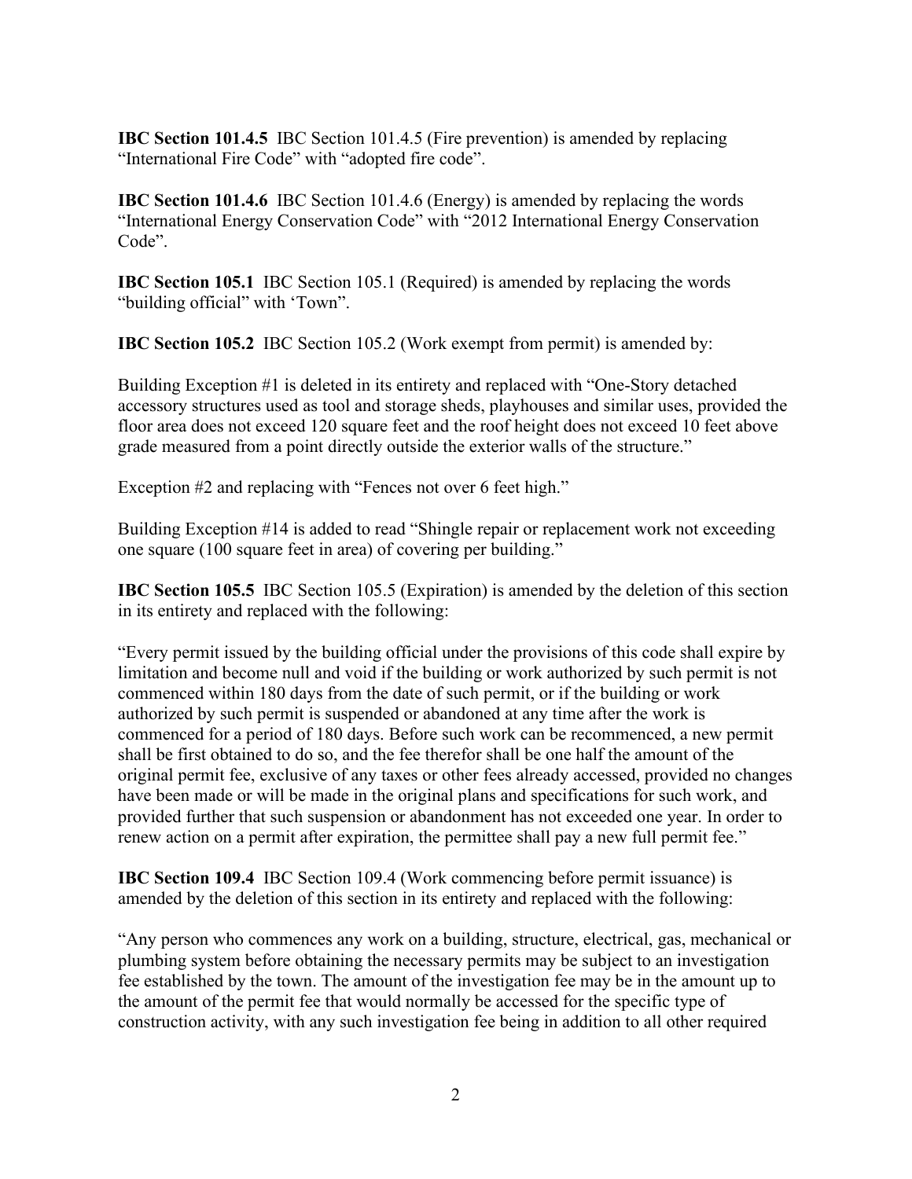**IBC Section 101.4.5** IBC Section 101.4.5 (Fire prevention) is amended by replacing "International Fire Code" with "adopted fire code".

**IBC Section 101.4.6** IBC Section 101.4.6 (Energy) is amended by replacing the words "International Energy Conservation Code" with "2012 International Energy Conservation Code".

**IBC Section 105.1** IBC Section 105.1 (Required) is amended by replacing the words "building official" with 'Town".

**IBC Section 105.2** IBC Section 105.2 (Work exempt from permit) is amended by:

Building Exception #1 is deleted in its entirety and replaced with "One-Story detached accessory structures used as tool and storage sheds, playhouses and similar uses, provided the floor area does not exceed 120 square feet and the roof height does not exceed 10 feet above grade measured from a point directly outside the exterior walls of the structure."

Exception #2 and replacing with "Fences not over 6 feet high."

Building Exception #14 is added to read "Shingle repair or replacement work not exceeding one square (100 square feet in area) of covering per building."

**IBC Section 105.5** IBC Section 105.5 (Expiration) is amended by the deletion of this section in its entirety and replaced with the following:

"Every permit issued by the building official under the provisions of this code shall expire by limitation and become null and void if the building or work authorized by such permit is not commenced within 180 days from the date of such permit, or if the building or work authorized by such permit is suspended or abandoned at any time after the work is commenced for a period of 180 days. Before such work can be recommenced, a new permit shall be first obtained to do so, and the fee therefor shall be one half the amount of the original permit fee, exclusive of any taxes or other fees already accessed, provided no changes have been made or will be made in the original plans and specifications for such work, and provided further that such suspension or abandonment has not exceeded one year. In order to renew action on a permit after expiration, the permittee shall pay a new full permit fee."

**IBC Section 109.4** IBC Section 109.4 (Work commencing before permit issuance) is amended by the deletion of this section in its entirety and replaced with the following:

"Any person who commences any work on a building, structure, electrical, gas, mechanical or plumbing system before obtaining the necessary permits may be subject to an investigation fee established by the town. The amount of the investigation fee may be in the amount up to the amount of the permit fee that would normally be accessed for the specific type of construction activity, with any such investigation fee being in addition to all other required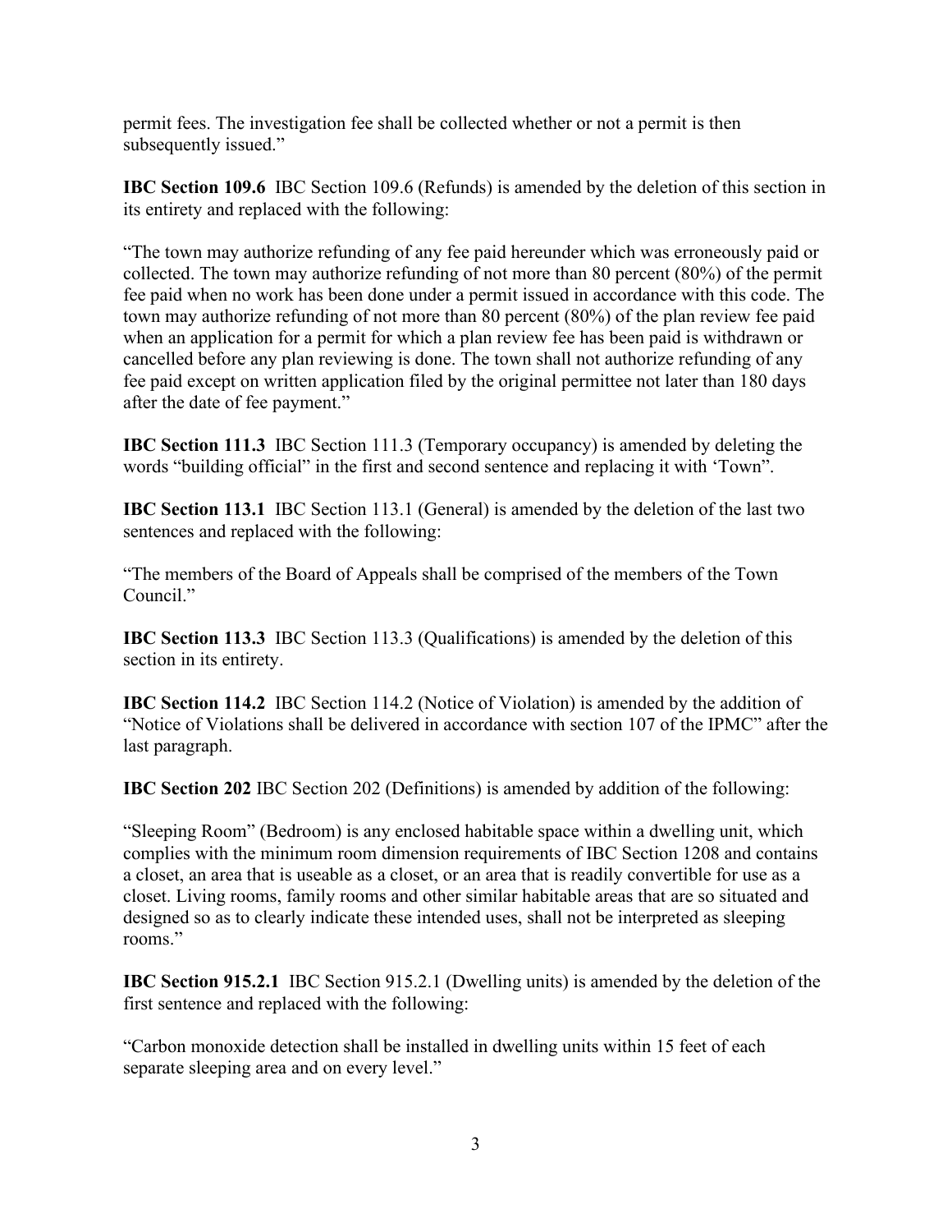permit fees. The investigation fee shall be collected whether or not a permit is then subsequently issued."

**IBC Section 109.6** IBC Section 109.6 (Refunds) is amended by the deletion of this section in its entirety and replaced with the following:

"The town may authorize refunding of any fee paid hereunder which was erroneously paid or collected. The town may authorize refunding of not more than 80 percent (80%) of the permit fee paid when no work has been done under a permit issued in accordance with this code. The town may authorize refunding of not more than 80 percent (80%) of the plan review fee paid when an application for a permit for which a plan review fee has been paid is withdrawn or cancelled before any plan reviewing is done. The town shall not authorize refunding of any fee paid except on written application filed by the original permittee not later than 180 days after the date of fee payment."

**IBC Section 111.3** IBC Section 111.3 (Temporary occupancy) is amended by deleting the words "building official" in the first and second sentence and replacing it with 'Town".

**IBC Section 113.1** IBC Section 113.1 (General) is amended by the deletion of the last two sentences and replaced with the following:

"The members of the Board of Appeals shall be comprised of the members of the Town Council."

**IBC Section 113.3** IBC Section 113.3 (Qualifications) is amended by the deletion of this section in its entirety.

**IBC Section 114.2** IBC Section 114.2 (Notice of Violation) is amended by the addition of "Notice of Violations shall be delivered in accordance with section 107 of the IPMC" after the last paragraph.

**IBC Section 202** IBC Section 202 (Definitions) is amended by addition of the following:

"Sleeping Room" (Bedroom) is any enclosed habitable space within a dwelling unit, which complies with the minimum room dimension requirements of IBC Section 1208 and contains a closet, an area that is useable as a closet, or an area that is readily convertible for use as a closet. Living rooms, family rooms and other similar habitable areas that are so situated and designed so as to clearly indicate these intended uses, shall not be interpreted as sleeping rooms."

**IBC Section 915.2.1** IBC Section 915.2.1 (Dwelling units) is amended by the deletion of the first sentence and replaced with the following:

"Carbon monoxide detection shall be installed in dwelling units within 15 feet of each separate sleeping area and on every level."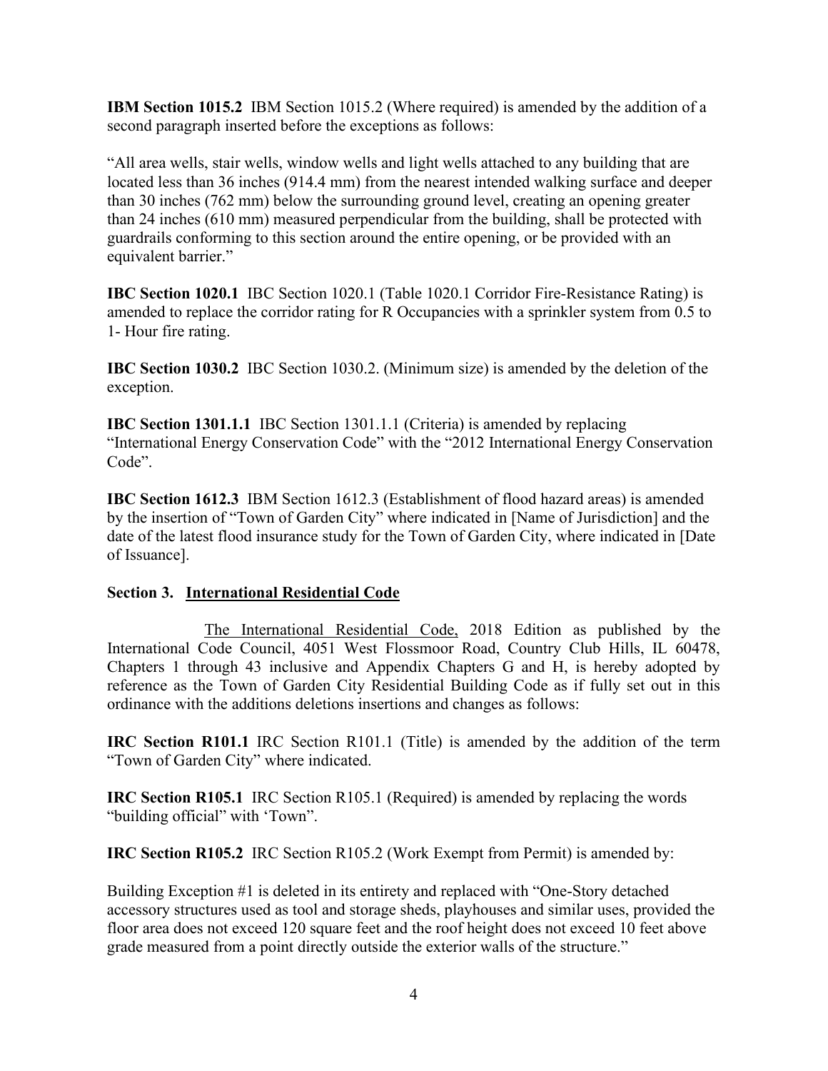**IBM Section 1015.2** IBM Section 1015.2 (Where required) is amended by the addition of a second paragraph inserted before the exceptions as follows:

"All area wells, stair wells, window wells and light wells attached to any building that are located less than 36 inches (914.4 mm) from the nearest intended walking surface and deeper than 30 inches (762 mm) below the surrounding ground level, creating an opening greater than 24 inches (610 mm) measured perpendicular from the building, shall be protected with guardrails conforming to this section around the entire opening, or be provided with an equivalent barrier."

**IBC Section 1020.1** IBC Section 1020.1 (Table 1020.1 Corridor Fire-Resistance Rating) is amended to replace the corridor rating for R Occupancies with a sprinkler system from 0.5 to 1- Hour fire rating.

**IBC Section 1030.2** IBC Section 1030.2. (Minimum size) is amended by the deletion of the exception.

**IBC Section 1301.1.1** IBC Section 1301.1.1 (Criteria) is amended by replacing "International Energy Conservation Code" with the "2012 International Energy Conservation Code".

**IBC Section 1612.3** IBM Section 1612.3 (Establishment of flood hazard areas) is amended by the insertion of "Town of Garden City" where indicated in [Name of Jurisdiction] and the date of the latest flood insurance study for the Town of Garden City, where indicated in [Date of Issuance].

**Section 3. <u>International Residential Code</u>**

<u>The International Residential Code,</u> 2018 Edition as published by the International Code Council, 4051 West Flossmoor Road, Country Club Hills, IL 60478, Chapters 1 through 43 inclusive and Appendix Chapters G and H, is hereby adopted by reference as the Town of Garden City Residential Building Code as if fully set out in this ordinance with the additions deletions insertions and changes as follows:

**IRC Section R101.1** IRC Section R101.1 (Title) is amended by the addition of the term "Town of Garden City" where indicated.

**IRC Section R105.1** IRC Section R105.1 (Required) is amended by replacing the words "building official" with 'Town".

**IRC Section R105.2** IRC Section R105.2 (Work Exempt from Permit) is amended by:

Building Exception #1 is deleted in its entirety and replaced with "One-Story detached accessory structures used as tool and storage sheds, playhouses and similar uses, provided the floor area does not exceed 120 square feet and the roof height does not exceed 10 feet above grade measured from a point directly outside the exterior walls of the structure."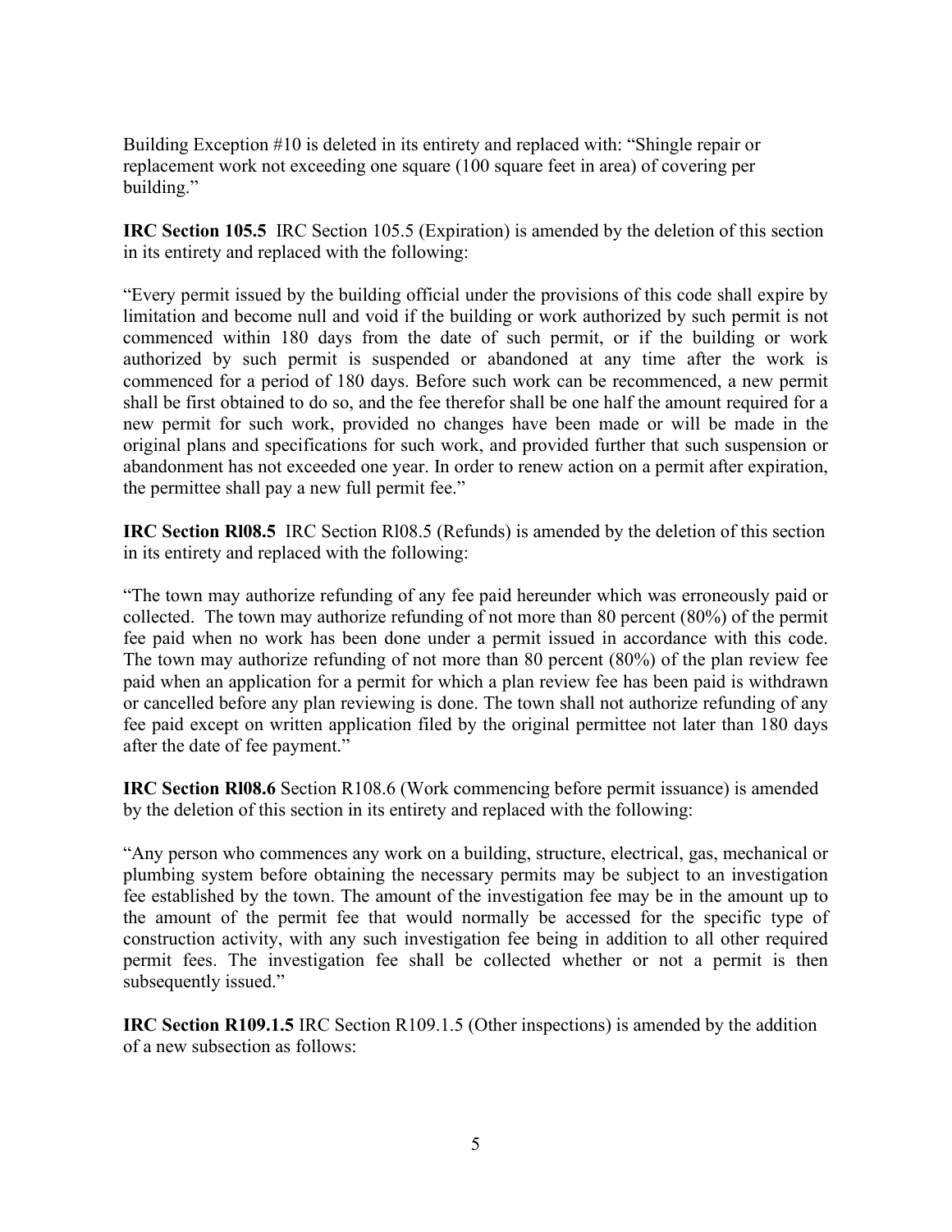Building Exception #10 is deleted in its entirety and replaced with: "Shingle repair or replacement work not exceeding one square (100 square feet in area) of covering per building."

**IRC Section 105.5** IRC Section 105.5 (Expiration) is amended by the deletion of this section in its entirety and replaced with the following:

"Every permit issued by the building official under the provisions of this code shall expire by limitation and become null and void if the building or work authorized by such permit is not commenced within 180 days from the date of such permit, or if the building or work authorized by such permit is suspended or abandoned at any time after the work is commenced for a period of 180 days. Before such work can be recommenced, a new permit shall be first obtained to do so, and the fee therefor shall be one half the amount required for a new permit for such work, provided no changes have been made or will be made in the original plans and specifications for such work, and provided further that such suspension or abandonment has not exceeded one year. In order to renew action on a permit after expiration, the permittee shall pay a new full permit fee."

**IRC Section Rl08.5** IRC Section Rl08.5 (Refunds) is amended by the deletion of this section in its entirety and replaced with the following:

"The town may authorize refunding of any fee paid hereunder which was erroneously paid or collected. The town may authorize refunding of not more than 80 percent (80%) of the permit fee paid when no work has been done under a permit issued in accordance with this code. The town may authorize refunding of not more than 80 percent (80%) of the plan review fee paid when an application for a permit for which a plan review fee has been paid is withdrawn or cancelled before any plan reviewing is done. The town shall not authorize refunding of any fee paid except on written application filed by the original permittee not later than 180 days after the date of fee payment."

**IRC Section Rl08.6** Section R108.6 (Work commencing before permit issuance) is amended by the deletion of this section in its entirety and replaced with the following:

"Any person who commences any work on a building, structure, electrical, gas, mechanical or plumbing system before obtaining the necessary permits may be subject to an investigation fee established by the town. The amount of the investigation fee may be in the amount up to the amount of the permit fee that would normally be accessed for the specific type of construction activity, with any such investigation fee being in addition to all other required permit fees. The investigation fee shall be collected whether or not a permit is then subsequently issued."

**IRC Section R109.1.5** IRC Section R109.1.5 (Other inspections) is amended by the addition of a new subsection as follows: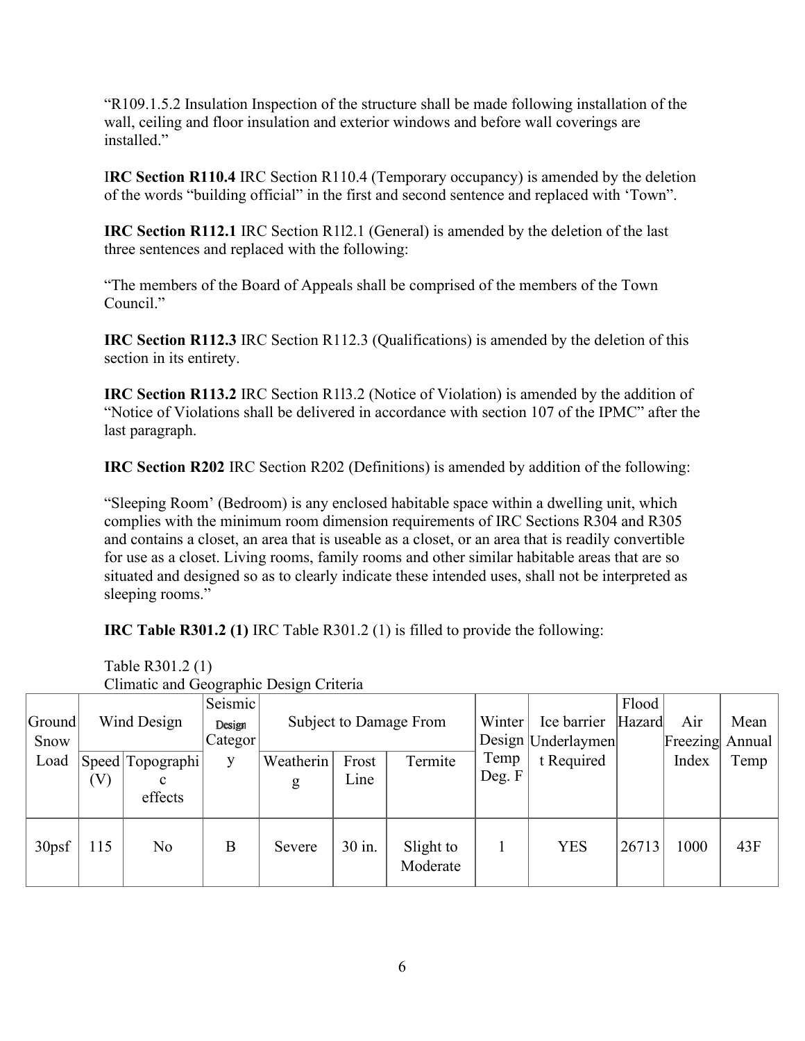"R109.1.5.2 Insulation Inspection of the structure shall be made following installation of the wall, ceiling and floor insulation and exterior windows and before wall coverings are installed."

I**RC Section R110.4** IRC Section R110.4 (Temporary occupancy) is amended by the deletion of the words "building official" in the first and second sentence and replaced with 'Town".

**IRC Section R112.1** IRC Section R1l2.1 (General) is amended by the deletion of the last three sentences and replaced with the following:

"The members of the Board of Appeals shall be comprised of the members of the Town Council."

**IRC Section R112.3** IRC Section R112.3 (Qualifications) is amended by the deletion of this section in its entirety.

**IRC Section R113.2** IRC Section R1l3.2 (Notice of Violation) is amended by the addition of "Notice of Violations shall be delivered in accordance with section 107 of the IPMC" after the last paragraph.

**IRC Section R202** IRC Section R202 (Definitions) is amended by addition of the following:

"Sleeping Room' (Bedroom) is any enclosed habitable space within a dwelling unit, which complies with the minimum room dimension requirements of IRC Sections R304 and R305 and contains a closet, an area that is useable as a closet, or an area that is readily convertible for use as a closet. Living rooms, family rooms and other similar habitable areas that are so situated and designed so as to clearly indicate these intended uses, shall not be interpreted as sleeping rooms."

**IRC Table R301.2 (1)** IRC Table R301.2 (1) is filled to provide the following:

Table R301.2 (1)
Climatic and Geographic Design Criteria

| Ground Snow Load | Wind Design | | Seismic Design Category | Subject to Damage From | | | Winter Design Temp Deg. F | Ice barrier Underlayment Required | Flood Hazard | Air Freezing Index | Mean Annual Temp |
|---|---|---|---|---|---|---|---|---|---|---|---|
| | Speed (V) | Topographic effects | | Weathering | Frost Line | Termite | | | | | |
| 30psf | 115 | No | B | Severe | 30 in. | Slight to Moderate | 1 | YES | 26713 | 1000 | 43F |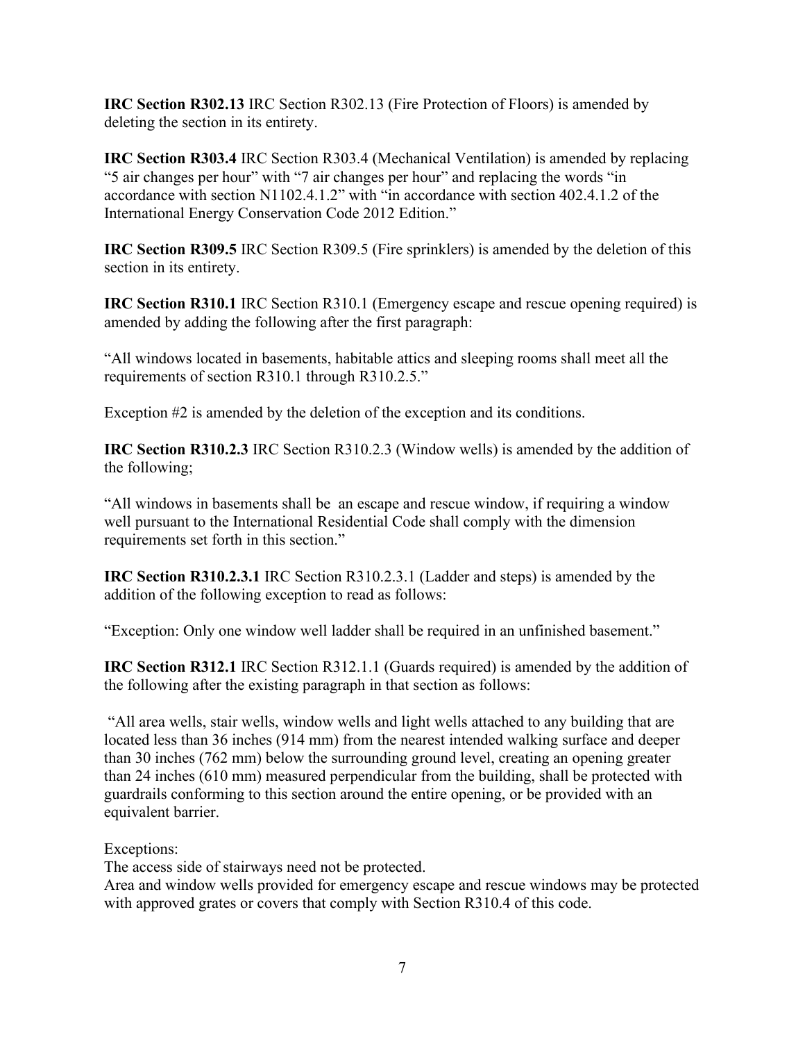**IRC Section R302.13** IRC Section R302.13 (Fire Protection of Floors) is amended by deleting the section in its entirety.

**IRC Section R303.4** IRC Section R303.4 (Mechanical Ventilation) is amended by replacing "5 air changes per hour" with "7 air changes per hour" and replacing the words "in accordance with section N1102.4.1.2" with "in accordance with section 402.4.1.2 of the International Energy Conservation Code 2012 Edition."

**IRC Section R309.5** IRC Section R309.5 (Fire sprinklers) is amended by the deletion of this section in its entirety.

**IRC Section R310.1** IRC Section R310.1 (Emergency escape and rescue opening required) is amended by adding the following after the first paragraph:

"All windows located in basements, habitable attics and sleeping rooms shall meet all the requirements of section R310.1 through R310.2.5."

Exception #2 is amended by the deletion of the exception and its conditions.

**IRC Section R310.2.3** IRC Section R310.2.3 (Window wells) is amended by the addition of the following;

"All windows in basements shall be an escape and rescue window, if requiring a window well pursuant to the International Residential Code shall comply with the dimension requirements set forth in this section."

**IRC Section R310.2.3.1** IRC Section R310.2.3.1 (Ladder and steps) is amended by the addition of the following exception to read as follows:

"Exception: Only one window well ladder shall be required in an unfinished basement."

**IRC Section R312.1** IRC Section R312.1.1 (Guards required) is amended by the addition of the following after the existing paragraph in that section as follows:

"All area wells, stair wells, window wells and light wells attached to any building that are located less than 36 inches (914 mm) from the nearest intended walking surface and deeper than 30 inches (762 mm) below the surrounding ground level, creating an opening greater than 24 inches (610 mm) measured perpendicular from the building, shall be protected with guardrails conforming to this section around the entire opening, or be provided with an equivalent barrier.

Exceptions:
The access side of stairways need not be protected.
Area and window wells provided for emergency escape and rescue windows may be protected with approved grates or covers that comply with Section R310.4 of this code.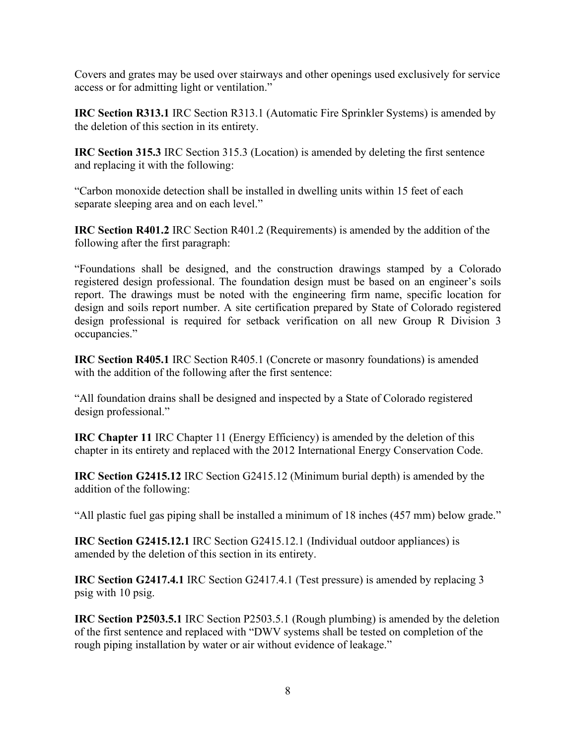Covers and grates may be used over stairways and other openings used exclusively for service access or for admitting light or ventilation."

**IRC Section R313.1** IRC Section R313.1 (Automatic Fire Sprinkler Systems) is amended by the deletion of this section in its entirety.

**IRC Section 315.3** IRC Section 315.3 (Location) is amended by deleting the first sentence and replacing it with the following:

"Carbon monoxide detection shall be installed in dwelling units within 15 feet of each separate sleeping area and on each level."

**IRC Section R401.2** IRC Section R401.2 (Requirements) is amended by the addition of the following after the first paragraph:

"Foundations shall be designed, and the construction drawings stamped by a Colorado registered design professional. The foundation design must be based on an engineer's soils report. The drawings must be noted with the engineering firm name, specific location for design and soils report number. A site certification prepared by State of Colorado registered design professional is required for setback verification on all new Group R Division 3 occupancies."

**IRC Section R405.1** IRC Section R405.1 (Concrete or masonry foundations) is amended with the addition of the following after the first sentence:

"All foundation drains shall be designed and inspected by a State of Colorado registered design professional."

**IRC Chapter 11** IRC Chapter 11 (Energy Efficiency) is amended by the deletion of this chapter in its entirety and replaced with the 2012 International Energy Conservation Code.

**IRC Section G2415.12** IRC Section G2415.12 (Minimum burial depth) is amended by the addition of the following:

"All plastic fuel gas piping shall be installed a minimum of 18 inches (457 mm) below grade."

**IRC Section G2415.12.1** IRC Section G2415.12.1 (Individual outdoor appliances) is amended by the deletion of this section in its entirety.

**IRC Section G2417.4.1** IRC Section G2417.4.1 (Test pressure) is amended by replacing 3 psig with 10 psig.

**IRC Section P2503.5.1** IRC Section P2503.5.1 (Rough plumbing) is amended by the deletion of the first sentence and replaced with "DWV systems shall be tested on completion of the rough piping installation by water or air without evidence of leakage."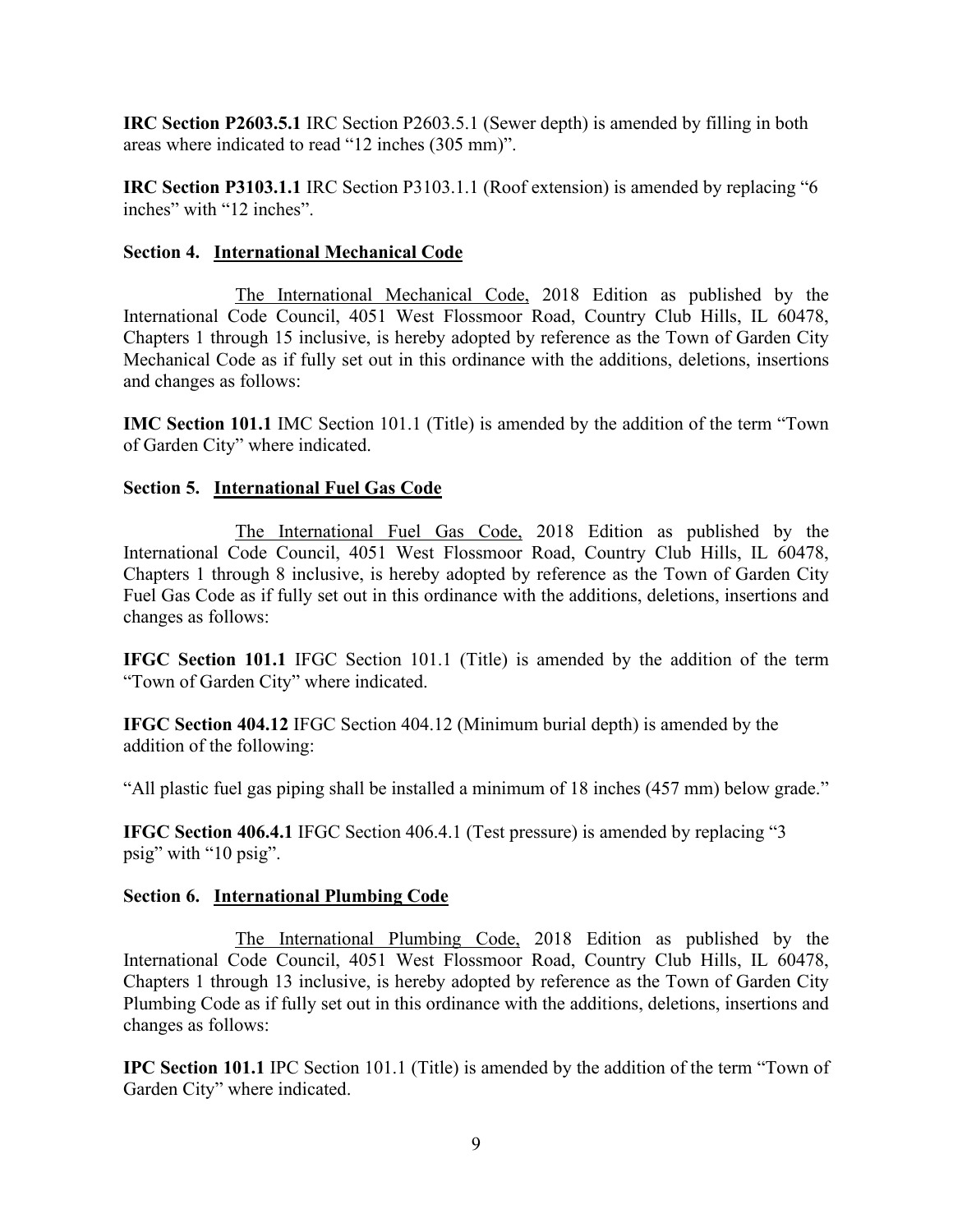**IRC Section P2603.5.1** IRC Section P2603.5.1 (Sewer depth) is amended by filling in both areas where indicated to read "12 inches (305 mm)".

**IRC Section P3103.1.1** IRC Section P3103.1.1 (Roof extension) is amended by replacing "6 inches" with "12 inches".

### Section 4. International Mechanical Code

The International Mechanical Code, 2018 Edition as published by the International Code Council, 4051 West Flossmoor Road, Country Club Hills, IL 60478, Chapters 1 through 15 inclusive, is hereby adopted by reference as the Town of Garden City Mechanical Code as if fully set out in this ordinance with the additions, deletions, insertions and changes as follows:

**IMC Section 101.1** IMC Section 101.1 (Title) is amended by the addition of the term "Town of Garden City" where indicated.

### Section 5. International Fuel Gas Code

The International Fuel Gas Code, 2018 Edition as published by the International Code Council, 4051 West Flossmoor Road, Country Club Hills, IL 60478, Chapters 1 through 8 inclusive, is hereby adopted by reference as the Town of Garden City Fuel Gas Code as if fully set out in this ordinance with the additions, deletions, insertions and changes as follows:

**IFGC Section 101.1** IFGC Section 101.1 (Title) is amended by the addition of the term "Town of Garden City" where indicated.

**IFGC Section 404.12** IFGC Section 404.12 (Minimum burial depth) is amended by the addition of the following:

"All plastic fuel gas piping shall be installed a minimum of 18 inches (457 mm) below grade."

**IFGC Section 406.4.1** IFGC Section 406.4.1 (Test pressure) is amended by replacing "3 psig" with "10 psig".

### Section 6. International Plumbing Code

The International Plumbing Code, 2018 Edition as published by the International Code Council, 4051 West Flossmoor Road, Country Club Hills, IL 60478, Chapters 1 through 13 inclusive, is hereby adopted by reference as the Town of Garden City Plumbing Code as if fully set out in this ordinance with the additions, deletions, insertions and changes as follows:

**IPC Section 101.1** IPC Section 101.1 (Title) is amended by the addition of the term "Town of Garden City" where indicated.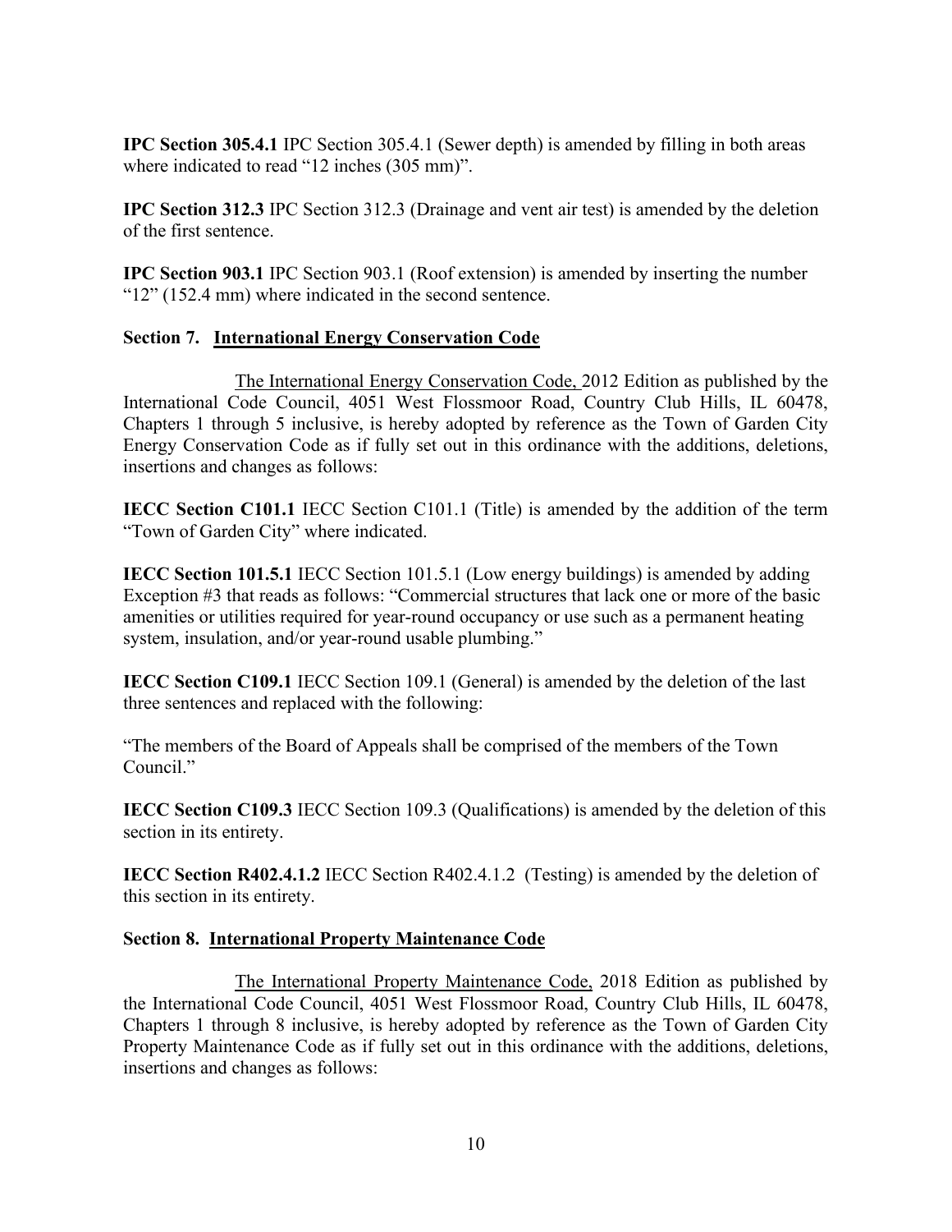**IPC Section 305.4.1** IPC Section 305.4.1 (Sewer depth) is amended by filling in both areas where indicated to read "12 inches (305 mm)".

**IPC Section 312.3** IPC Section 312.3 (Drainage and vent air test) is amended by the deletion of the first sentence.

**IPC Section 903.1** IPC Section 903.1 (Roof extension) is amended by inserting the number "12" (152.4 mm) where indicated in the second sentence.

**Section 7. International Energy Conservation Code**

The International Energy Conservation Code, 2012 Edition as published by the International Code Council, 4051 West Flossmoor Road, Country Club Hills, IL 60478, Chapters 1 through 5 inclusive, is hereby adopted by reference as the Town of Garden City Energy Conservation Code as if fully set out in this ordinance with the additions, deletions, insertions and changes as follows:

**IECC Section C101.1** IECC Section C101.1 (Title) is amended by the addition of the term "Town of Garden City" where indicated.

**IECC Section 101.5.1** IECC Section 101.5.1 (Low energy buildings) is amended by adding Exception #3 that reads as follows: "Commercial structures that lack one or more of the basic amenities or utilities required for year-round occupancy or use such as a permanent heating system, insulation, and/or year-round usable plumbing."

**IECC Section C109.1** IECC Section 109.1 (General) is amended by the deletion of the last three sentences and replaced with the following:

"The members of the Board of Appeals shall be comprised of the members of the Town Council."

**IECC Section C109.3** IECC Section 109.3 (Qualifications) is amended by the deletion of this section in its entirety.

**IECC Section R402.4.1.2** IECC Section R402.4.1.2 (Testing) is amended by the deletion of this section in its entirety.

**Section 8. International Property Maintenance Code**

The International Property Maintenance Code, 2018 Edition as published by the International Code Council, 4051 West Flossmoor Road, Country Club Hills, IL 60478, Chapters 1 through 8 inclusive, is hereby adopted by reference as the Town of Garden City Property Maintenance Code as if fully set out in this ordinance with the additions, deletions, insertions and changes as follows: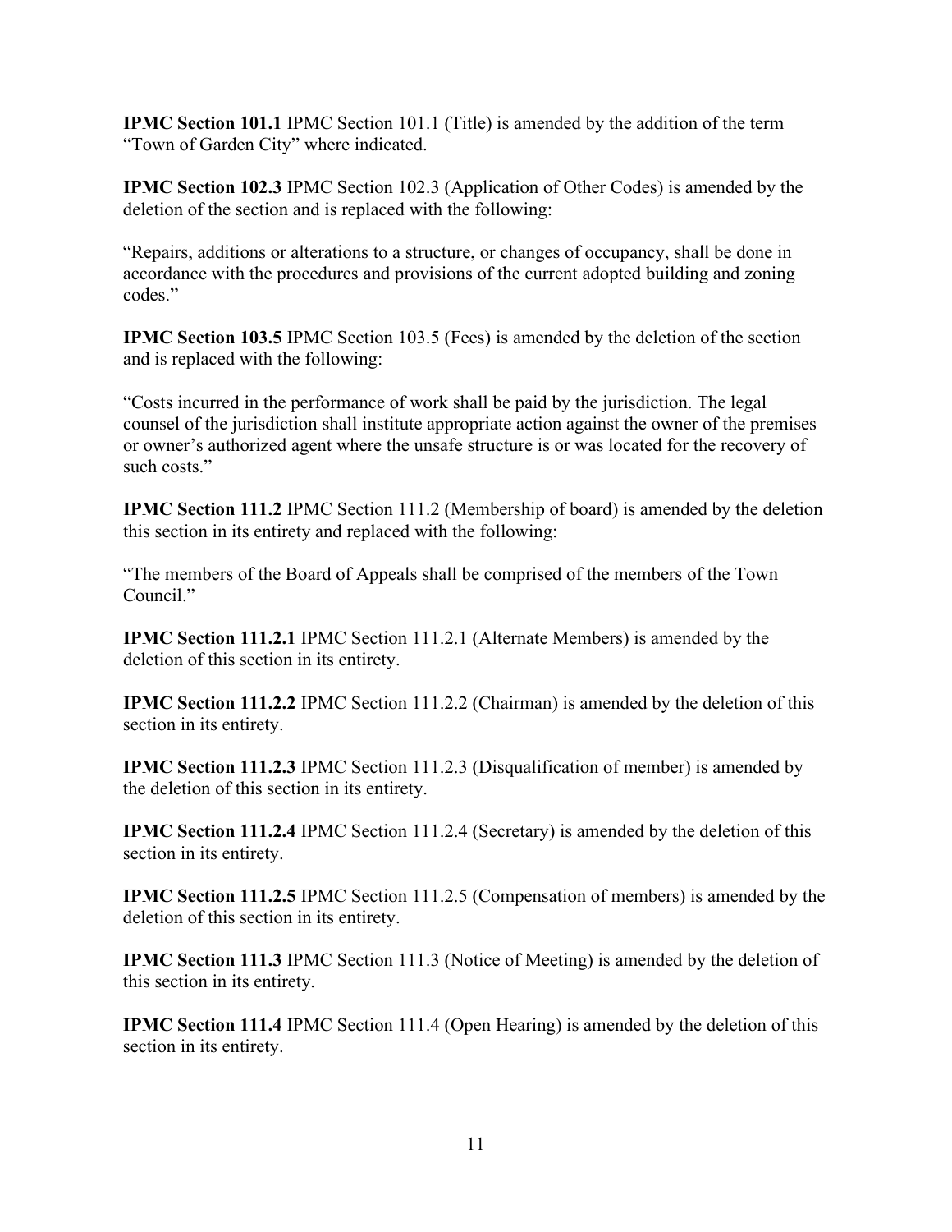**IPMC Section 101.1** IPMC Section 101.1 (Title) is amended by the addition of the term "Town of Garden City" where indicated.

**IPMC Section 102.3** IPMC Section 102.3 (Application of Other Codes) is amended by the deletion of the section and is replaced with the following:

"Repairs, additions or alterations to a structure, or changes of occupancy, shall be done in accordance with the procedures and provisions of the current adopted building and zoning codes."

**IPMC Section 103.5** IPMC Section 103.5 (Fees) is amended by the deletion of the section and is replaced with the following:

"Costs incurred in the performance of work shall be paid by the jurisdiction. The legal counsel of the jurisdiction shall institute appropriate action against the owner of the premises or owner's authorized agent where the unsafe structure is or was located for the recovery of such costs."

**IPMC Section 111.2** IPMC Section 111.2 (Membership of board) is amended by the deletion this section in its entirety and replaced with the following:

"The members of the Board of Appeals shall be comprised of the members of the Town Council."

**IPMC Section 111.2.1** IPMC Section 111.2.1 (Alternate Members) is amended by the deletion of this section in its entirety.

**IPMC Section 111.2.2** IPMC Section 111.2.2 (Chairman) is amended by the deletion of this section in its entirety.

**IPMC Section 111.2.3** IPMC Section 111.2.3 (Disqualification of member) is amended by the deletion of this section in its entirety.

**IPMC Section 111.2.4** IPMC Section 111.2.4 (Secretary) is amended by the deletion of this section in its entirety.

**IPMC Section 111.2.5** IPMC Section 111.2.5 (Compensation of members) is amended by the deletion of this section in its entirety.

**IPMC Section 111.3** IPMC Section 111.3 (Notice of Meeting) is amended by the deletion of this section in its entirety.

**IPMC Section 111.4** IPMC Section 111.4 (Open Hearing) is amended by the deletion of this section in its entirety.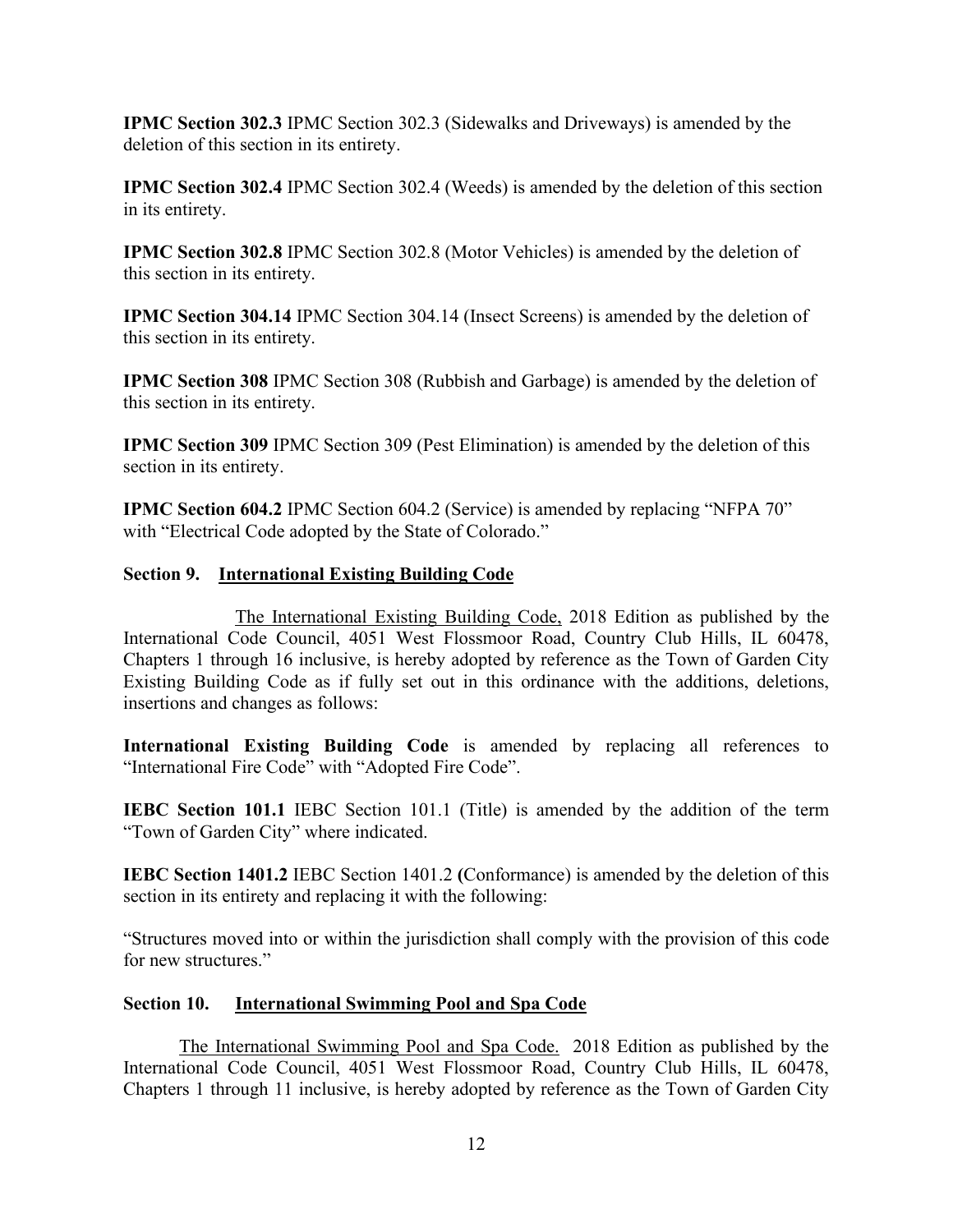**IPMC Section 302.3** IPMC Section 302.3 (Sidewalks and Driveways) is amended by the deletion of this section in its entirety.

**IPMC Section 302.4** IPMC Section 302.4 (Weeds) is amended by the deletion of this section in its entirety.

**IPMC Section 302.8** IPMC Section 302.8 (Motor Vehicles) is amended by the deletion of this section in its entirety.

**IPMC Section 304.14** IPMC Section 304.14 (Insect Screens) is amended by the deletion of this section in its entirety.

**IPMC Section 308** IPMC Section 308 (Rubbish and Garbage) is amended by the deletion of this section in its entirety.

**IPMC Section 309** IPMC Section 309 (Pest Elimination) is amended by the deletion of this section in its entirety.

**IPMC Section 604.2** IPMC Section 604.2 (Service) is amended by replacing "NFPA 70" with "Electrical Code adopted by the State of Colorado."

**Section 9. International Existing Building Code**

The International Existing Building Code, 2018 Edition as published by the International Code Council, 4051 West Flossmoor Road, Country Club Hills, IL 60478, Chapters 1 through 16 inclusive, is hereby adopted by reference as the Town of Garden City Existing Building Code as if fully set out in this ordinance with the additions, deletions, insertions and changes as follows:

**International Existing Building Code** is amended by replacing all references to "International Fire Code" with "Adopted Fire Code".

**IEBC Section 101.1** IEBC Section 101.1 (Title) is amended by the addition of the term "Town of Garden City" where indicated.

**IEBC Section 1401.2** IEBC Section 1401.2 **(**Conformance) is amended by the deletion of this section in its entirety and replacing it with the following:

"Structures moved into or within the jurisdiction shall comply with the provision of this code for new structures."

**Section 10. International Swimming Pool and Spa Code**

The International Swimming Pool and Spa Code. 2018 Edition as published by the International Code Council, 4051 West Flossmoor Road, Country Club Hills, IL 60478, Chapters 1 through 11 inclusive, is hereby adopted by reference as the Town of Garden City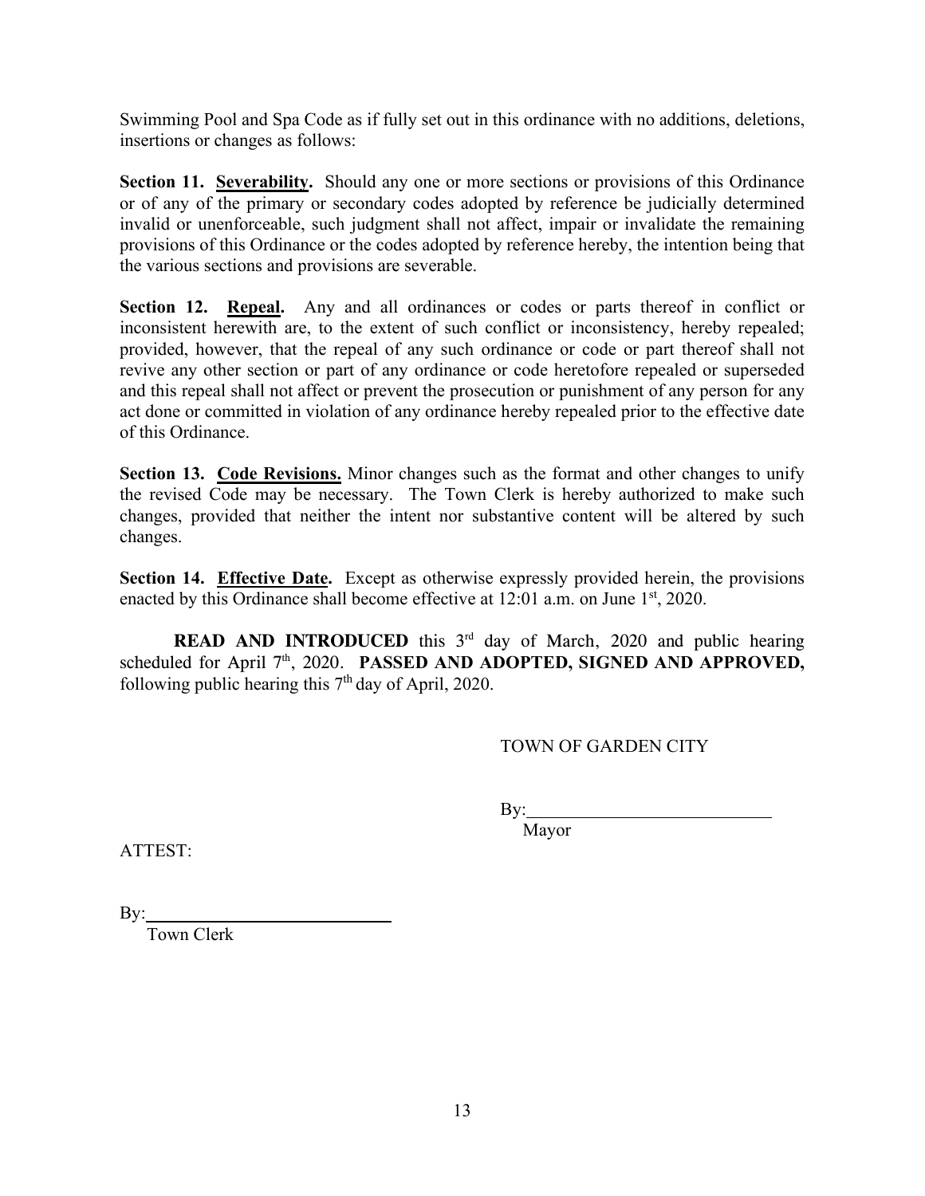Swimming Pool and Spa Code as if fully set out in this ordinance with no additions, deletions, insertions or changes as follows:

**Section 11. Severability.** Should any one or more sections or provisions of this Ordinance or of any of the primary or secondary codes adopted by reference be judicially determined invalid or unenforceable, such judgment shall not affect, impair or invalidate the remaining provisions of this Ordinance or the codes adopted by reference hereby, the intention being that the various sections and provisions are severable.

**Section 12. Repeal.** Any and all ordinances or codes or parts thereof in conflict or inconsistent herewith are, to the extent of such conflict or inconsistency, hereby repealed; provided, however, that the repeal of any such ordinance or code or part thereof shall not revive any other section or part of any ordinance or code heretofore repealed or superseded and this repeal shall not affect or prevent the prosecution or punishment of any person for any act done or committed in violation of any ordinance hereby repealed prior to the effective date of this Ordinance.

**Section 13. Code Revisions.** Minor changes such as the format and other changes to unify the revised Code may be necessary. The Town Clerk is hereby authorized to make such changes, provided that neither the intent nor substantive content will be altered by such changes.

**Section 14. Effective Date.** Except as otherwise expressly provided herein, the provisions enacted by this Ordinance shall become effective at 12:01 a.m. on June 1st, 2020.

**READ AND INTRODUCED** this 3rd day of March, 2020 and public hearing scheduled for April 7th, 2020. **PASSED AND ADOPTED, SIGNED AND APPROVED,** following public hearing this 7th day of April, 2020.

TOWN OF GARDEN CITY

By:\_\_\_\_\_\_\_\_\_\_\_\_\_\_\_\_\_\_\_\_\_\_\_\_\_\_\_\_
Mayor

ATTEST:

By:\_\_\_\_\_\_\_\_\_\_\_\_\_\_\_\_\_\_\_\_\_\_\_\_\_\_\_\_
Town Clerk